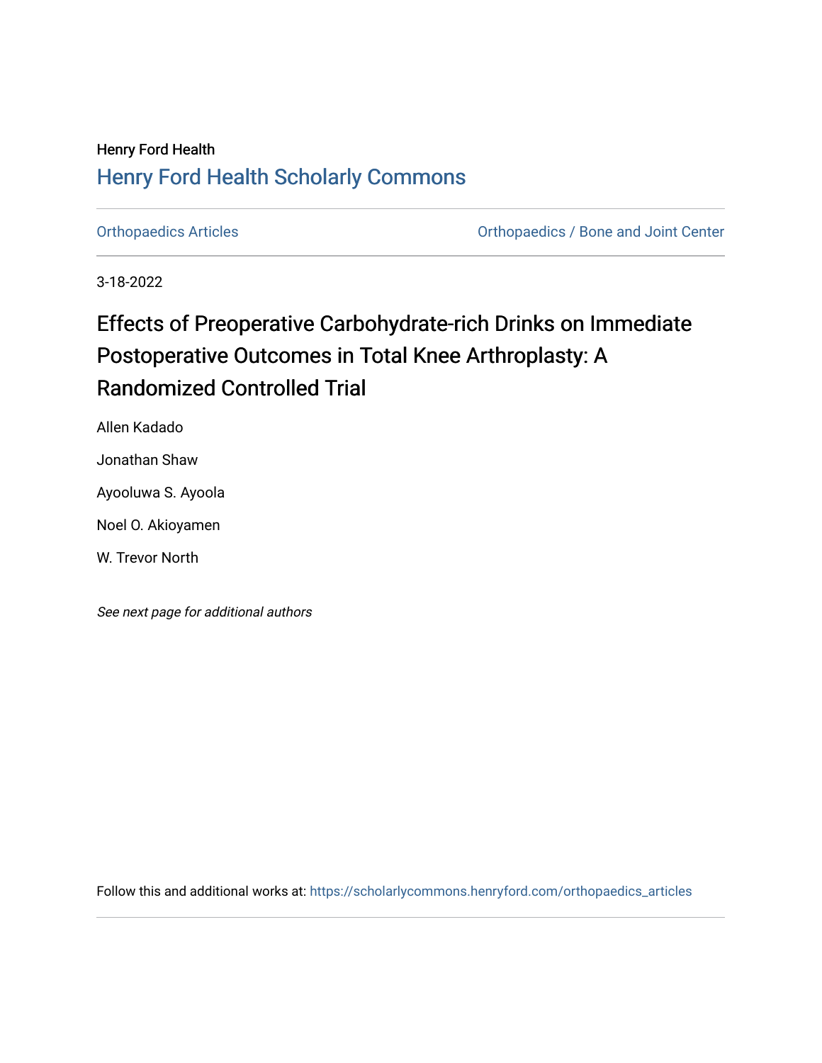Henry Ford Health

Henry Ford Health Scholarly Commons

Orthopaedics Articles

Orthopaedics / Bone and Joint Center

3-18-2022

# Effects of Preoperative Carbohydrate-rich Drinks on Immediate Postoperative Outcomes in Total Knee Arthroplasty: A Randomized Controlled Trial

Allen Kadado

Jonathan Shaw

Ayooluwa S. Ayoola

Noel O. Akioyamen

W. Trevor North

*See next page for additional authors*

Follow this and additional works at: https://scholarlycommons.henryford.com/orthopaedics_articles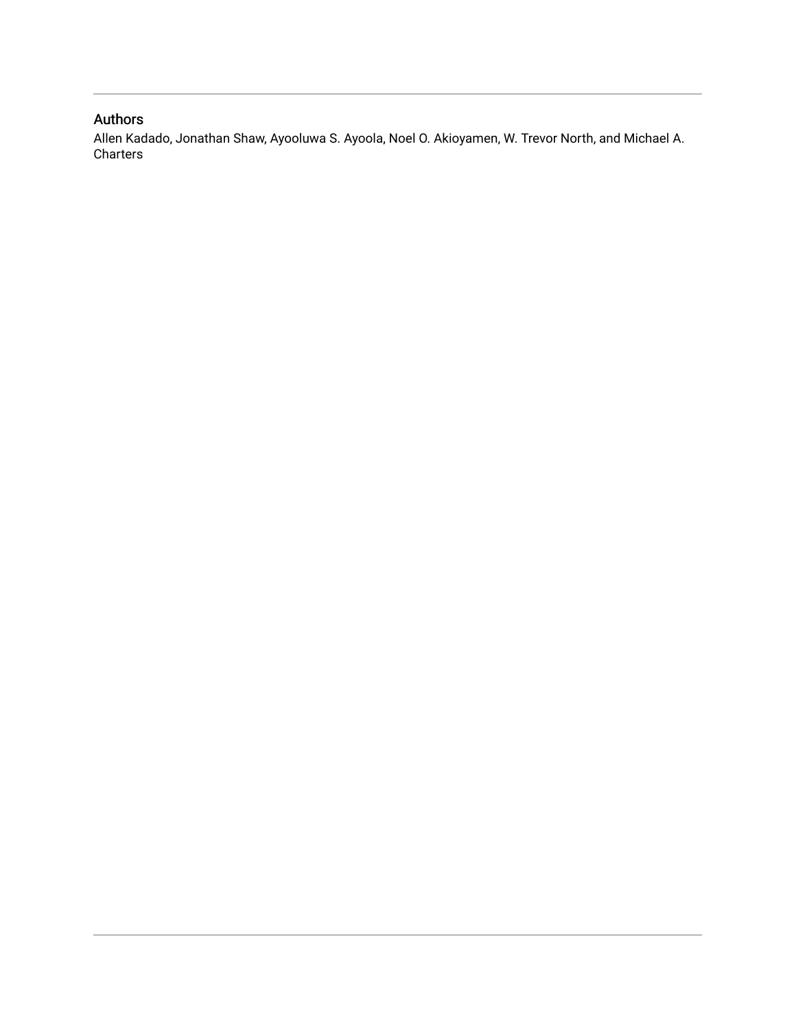## Authors

Allen Kadado, Jonathan Shaw, Ayooluwa S. Ayoola, Noel O. Akioyamen, W. Trevor North, and Michael A. Charters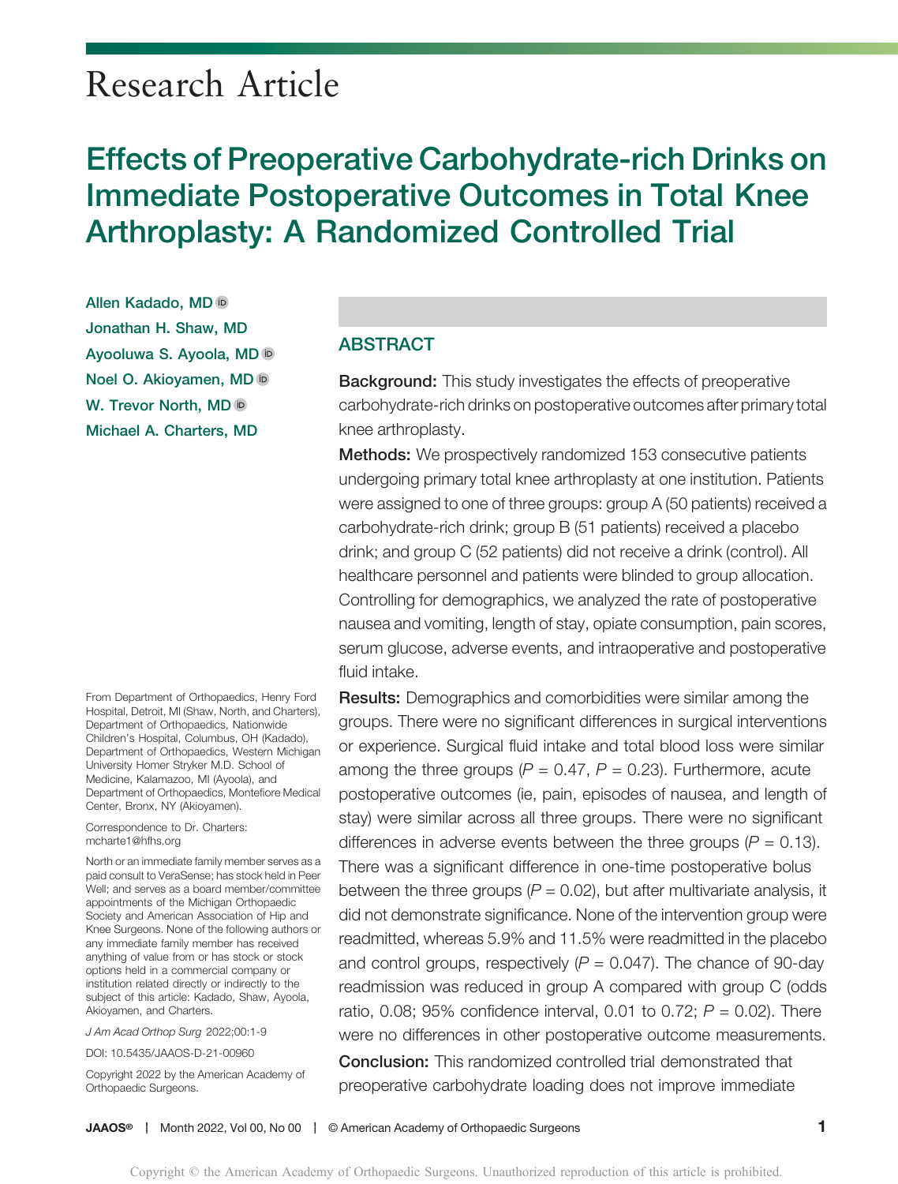# Research Article

# Effects of Preoperative Carbohydrate-rich Drinks on Immediate Postoperative Outcomes in Total Knee Arthroplasty: A Randomized Controlled Trial

Allen Kadado, MD

Jonathan H. Shaw, MD

Ayooluwa S. Ayoola, MD

Noel O. Akioyamen, MD

W. Trevor North, MD

Michael A. Charters, MD

From Department of Orthopaedics, Henry Ford Hospital, Detroit, MI (Shaw, North, and Charters), Department of Orthopaedics, Nationwide Children's Hospital, Columbus, OH (Kadado), Department of Orthopaedics, Western Michigan University Homer Stryker M.D. School of Medicine, Kalamazoo, MI (Ayoola), and Department of Orthopaedics, Montefiore Medical Center, Bronx, NY (Akioyamen).

Correspondence to Dr. Charters: mcharte1@hfhs.org

North or an immediate family member serves as a paid consult to VeraSense; has stock held in Peer Well; and serves as a board member/committee appointments of the Michigan Orthopaedic Society and American Association of Hip and Knee Surgeons. None of the following authors or any immediate family member has received anything of value from or has stock or stock options held in a commercial company or institution related directly or indirectly to the subject of this article: Kadado, Shaw, Ayoola, Akioyamen, and Charters.

*J Am Acad Orthop Surg* 2022;00:1-9

DOI: 10.5435/JAAOS-D-21-00960

Copyright 2022 by the American Academy of Orthopaedic Surgeons.

## ABSTRACT

**Background:** This study investigates the effects of preoperative carbohydrate-rich drinks on postoperative outcomes after primary total knee arthroplasty.

**Methods:** We prospectively randomized 153 consecutive patients undergoing primary total knee arthroplasty at one institution. Patients were assigned to one of three groups: group A (50 patients) received a carbohydrate-rich drink; group B (51 patients) received a placebo drink; and group C (52 patients) did not receive a drink (control). All healthcare personnel and patients were blinded to group allocation. Controlling for demographics, we analyzed the rate of postoperative nausea and vomiting, length of stay, opiate consumption, pain scores, serum glucose, adverse events, and intraoperative and postoperative fluid intake.

**Results:** Demographics and comorbidities were similar among the groups. There were no significant differences in surgical interventions or experience. Surgical fluid intake and total blood loss were similar among the three groups ($P = 0.47$, $P = 0.23$). Furthermore, acute postoperative outcomes (ie, pain, episodes of nausea, and length of stay) were similar across all three groups. There were no significant differences in adverse events between the three groups ($P = 0.13$). There was a significant difference in one-time postoperative bolus between the three groups ($P = 0.02$), but after multivariate analysis, it did not demonstrate significance. None of the intervention group were readmitted, whereas 5.9% and 11.5% were readmitted in the placebo and control groups, respectively ($P = 0.047$). The chance of 90-day readmission was reduced in group A compared with group C (odds ratio, 0.08; 95% confidence interval, 0.01 to 0.72; $P = 0.02$). There were no differences in other postoperative outcome measurements.

**Conclusion:** This randomized controlled trial demonstrated that preoperative carbohydrate loading does not improve immediate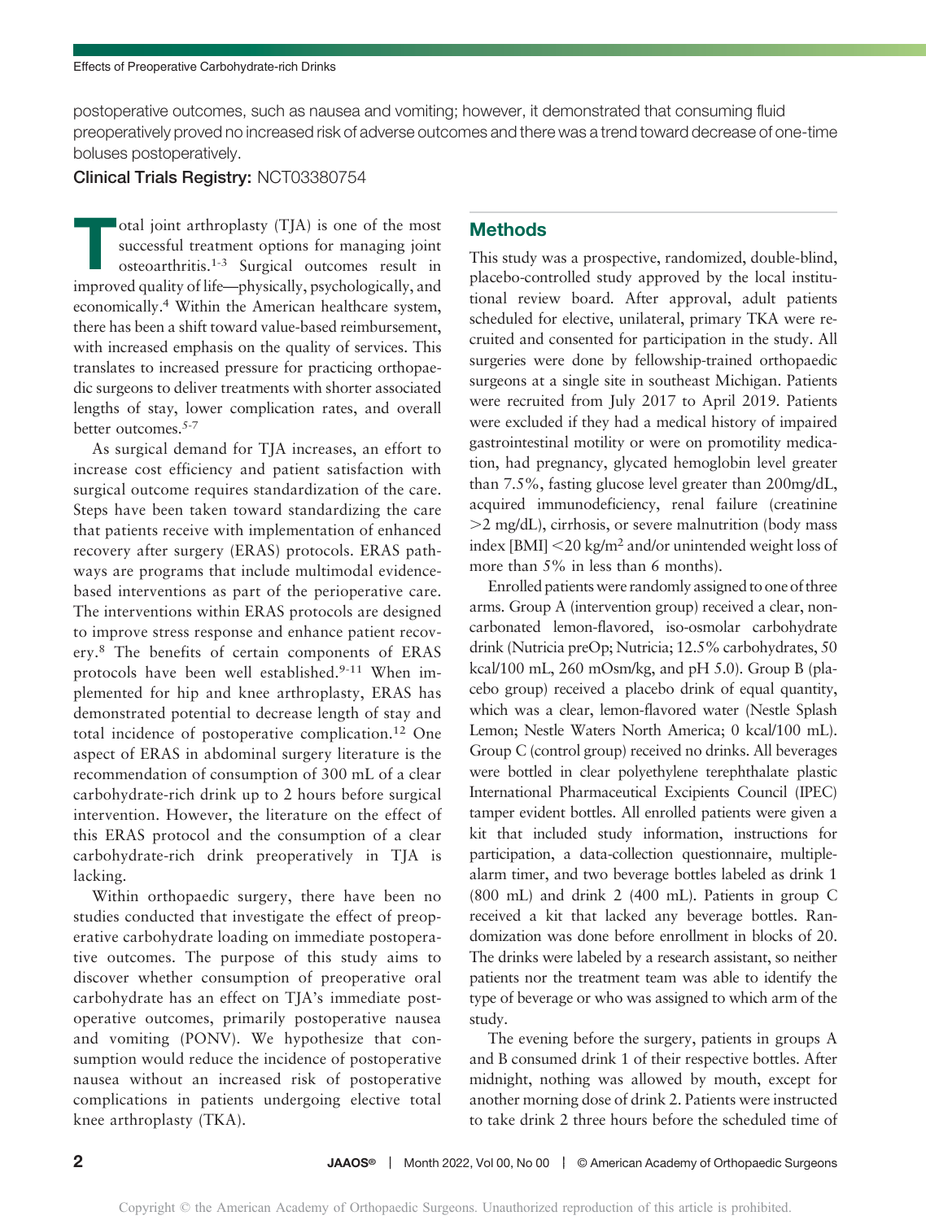postoperative outcomes, such as nausea and vomiting; however, it demonstrated that consuming fluid preoperatively proved no increased risk of adverse outcomes and there was a trend toward decrease of one-time boluses postoperatively.

**Clinical Trials Registry:** NCT03380754

Total joint arthroplasty (TJA) is one of the most successful treatment options for managing joint osteoarthritis.[1-3] Surgical outcomes result in improved quality of life—physically, psychologically, and economically.[4] Within the American healthcare system, there has been a shift toward value-based reimbursement, with increased emphasis on the quality of services. This translates to increased pressure for practicing orthopaedic surgeons to deliver treatments with shorter associated lengths of stay, lower complication rates, and overall better outcomes.[5-7]

As surgical demand for TJA increases, an effort to increase cost efficiency and patient satisfaction with surgical outcome requires standardization of the care. Steps have been taken toward standardizing the care that patients receive with implementation of enhanced recovery after surgery (ERAS) protocols. ERAS pathways are programs that include multimodal evidence-based interventions as part of the perioperative care. The interventions within ERAS protocols are designed to improve stress response and enhance patient recovery.[8] The benefits of certain components of ERAS protocols have been well established.[9-11] When implemented for hip and knee arthroplasty, ERAS has demonstrated potential to decrease length of stay and total incidence of postoperative complication.[12] One aspect of ERAS in abdominal surgery literature is the recommendation of consumption of 300 mL of a clear carbohydrate-rich drink up to 2 hours before surgical intervention. However, the literature on the effect of this ERAS protocol and the consumption of a clear carbohydrate-rich drink preoperatively in TJA is lacking.

Within orthopaedic surgery, there have been no studies conducted that investigate the effect of preoperative carbohydrate loading on immediate postoperative outcomes. The purpose of this study aims to discover whether consumption of preoperative oral carbohydrate has an effect on TJA's immediate postoperative outcomes, primarily postoperative nausea and vomiting (PONV). We hypothesize that consumption would reduce the incidence of postoperative nausea without an increased risk of postoperative complications in patients undergoing elective total knee arthroplasty (TKA).

## Methods

This study was a prospective, randomized, double-blind, placebo-controlled study approved by the local institutional review board. After approval, adult patients scheduled for elective, unilateral, primary TKA were recruited and consented for participation in the study. All surgeries were done by fellowship-trained orthopaedic surgeons at a single site in southeast Michigan. Patients were recruited from July 2017 to April 2019. Patients were excluded if they had a medical history of impaired gastrointestinal motility or were on promotility medication, had pregnancy, glycated hemoglobin level greater than 7.5%, fasting glucose level greater than 200mg/dL, acquired immunodeficiency, renal failure (creatinine >2 mg/dL), cirrhosis, or severe malnutrition (body mass index [BMI] <20 kg/m² and/or unintended weight loss of more than 5% in less than 6 months).

Enrolled patients were randomly assigned to one of three arms. Group A (intervention group) received a clear, non-carbonated lemon-flavored, iso-osmolar carbohydrate drink (Nutricia preOp; Nutricia; 12.5% carbohydrates, 50 kcal/100 mL, 260 mOsm/kg, and pH 5.0). Group B (placebo group) received a placebo drink of equal quantity, which was a clear, lemon-flavored water (Nestle Splash Lemon; Nestle Waters North America; 0 kcal/100 mL). Group C (control group) received no drinks. All beverages were bottled in clear polyethylene terephthalate plastic International Pharmaceutical Excipients Council (IPEC) tamper evident bottles. All enrolled patients were given a kit that included study information, instructions for participation, a data-collection questionnaire, multiple-alarm timer, and two beverage bottles labeled as drink 1 (800 mL) and drink 2 (400 mL). Patients in group C received a kit that lacked any beverage bottles. Randomization was done before enrollment in blocks of 20. The drinks were labeled by a research assistant, so neither patients nor the treatment team was able to identify the type of beverage or who was assigned to which arm of the study.

The evening before the surgery, patients in groups A and B consumed drink 1 of their respective bottles. After midnight, nothing was allowed by mouth, except for another morning dose of drink 2. Patients were instructed to take drink 2 three hours before the scheduled time of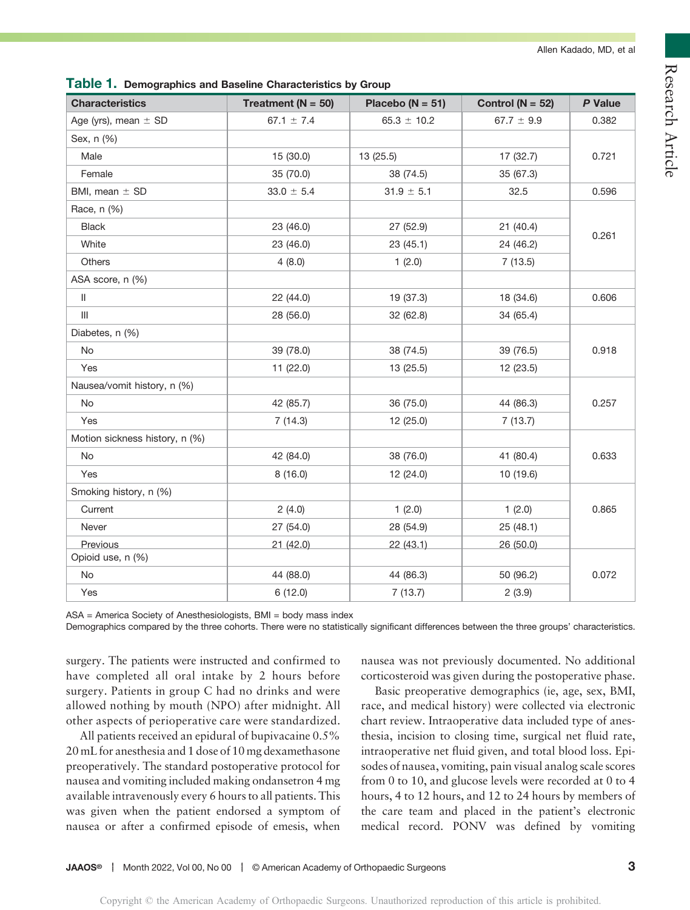**Table 1.** Demographics and Baseline Characteristics by Group

| Characteristics | Treatment (N = 50) | Placebo (N = 51) | Control (N = 52) | *P* Value |
|---|---|---|---|---|
| Age (yrs), mean ± SD | 67.1 ± 7.4 | 65.3 ± 10.2 | 67.7 ± 9.9 | 0.382 |
| Sex, n (%) | | | | |
| Male | 15 (30.0) | 13 (25.5) | 17 (32.7) | 0.721 |
| Female | 35 (70.0) | 38 (74.5) | 35 (67.3) | |
| BMI, mean ± SD | 33.0 ± 5.4 | 31.9 ± 5.1 | 32.5 | 0.596 |
| Race, n (%) | | | | |
| Black | 23 (46.0) | 27 (52.9) | 21 (40.4) | 0.261 |
| White | 23 (46.0) | 23 (45.1) | 24 (46.2) | |
| Others | 4 (8.0) | 1 (2.0) | 7 (13.5) | |
| ASA score, n (%) | | | | |
| II | 22 (44.0) | 19 (37.3) | 18 (34.6) | 0.606 |
| III | 28 (56.0) | 32 (62.8) | 34 (65.4) | |
| Diabetes, n (%) | | | | |
| No | 39 (78.0) | 38 (74.5) | 39 (76.5) | 0.918 |
| Yes | 11 (22.0) | 13 (25.5) | 12 (23.5) | |
| Nausea/vomit history, n (%) | | | | |
| No | 42 (85.7) | 36 (75.0) | 44 (86.3) | 0.257 |
| Yes | 7 (14.3) | 12 (25.0) | 7 (13.7) | |
| Motion sickness history, n (%) | | | | |
| No | 42 (84.0) | 38 (76.0) | 41 (80.4) | 0.633 |
| Yes | 8 (16.0) | 12 (24.0) | 10 (19.6) | |
| Smoking history, n (%) | | | | |
| Current | 2 (4.0) | 1 (2.0) | 1 (2.0) | 0.865 |
| Never | 27 (54.0) | 28 (54.9) | 25 (48.1) | |
| Previous | 21 (42.0) | 22 (43.1) | 26 (50.0) | |
| Opioid use, n (%) | | | | |
| No | 44 (88.0) | 44 (86.3) | 50 (96.2) | 0.072 |
| Yes | 6 (12.0) | 7 (13.7) | 2 (3.9) | |

ASA = America Society of Anesthesiologists, BMI = body mass index
Demographics compared by the three cohorts. There were no statistically significant differences between the three groups' characteristics.

surgery. The patients were instructed and confirmed to have completed all oral intake by 2 hours before surgery. Patients in group C had no drinks and were allowed nothing by mouth (NPO) after midnight. All other aspects of perioperative care were standardized.

All patients received an epidural of bupivacaine 0.5% 20 mL for anesthesia and 1 dose of 10 mg dexamethasone preoperatively. The standard postoperative protocol for nausea and vomiting included making ondansetron 4 mg available intravenously every 6 hours to all patients. This was given when the patient endorsed a symptom of nausea or after a confirmed episode of emesis, when nausea was not previously documented. No additional corticosteroid was given during the postoperative phase.

Basic preoperative demographics (ie, age, sex, BMI, race, and medical history) were collected via electronic chart review. Intraoperative data included type of anesthesia, incision to closing time, surgical net fluid rate, intraoperative net fluid given, and total blood loss. Episodes of nausea, vomiting, pain visual analog scale scores from 0 to 10, and glucose levels were recorded at 0 to 4 hours, 4 to 12 hours, and 12 to 24 hours by members of the care team and placed in the patient's electronic medical record. PONV was defined by vomiting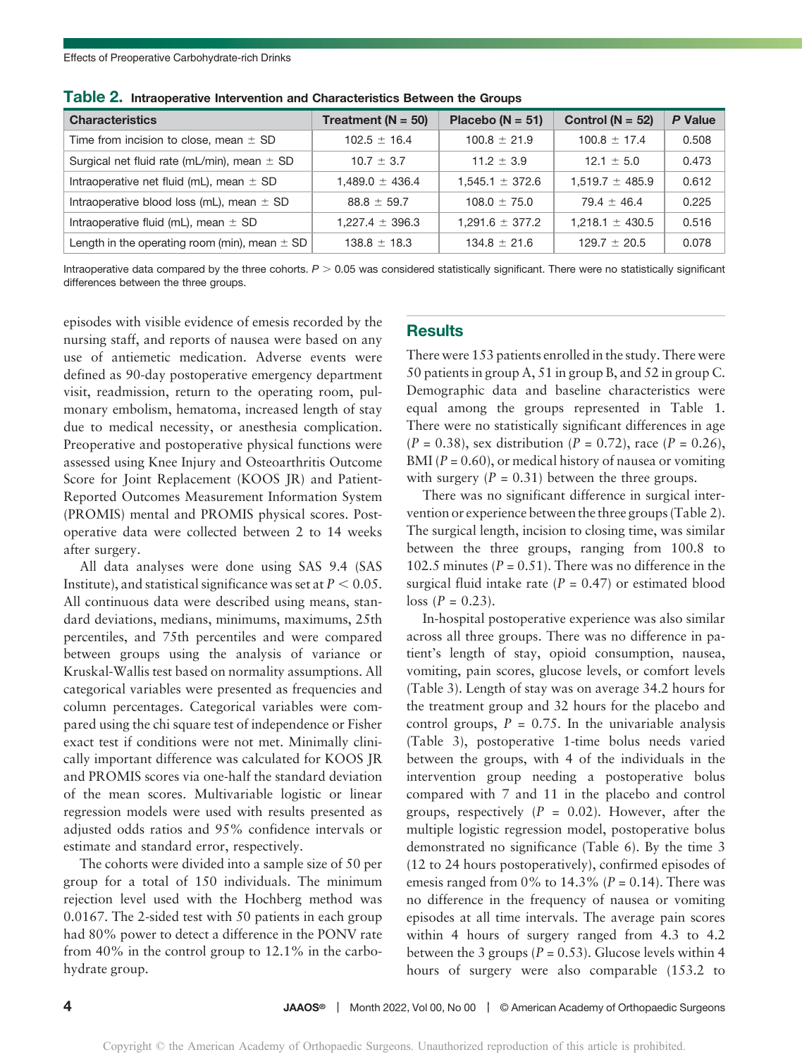**Table 2.** Intraoperative Intervention and Characteristics Between the Groups

| Characteristics | Treatment (N = 50) | Placebo (N = 51) | Control (N = 52) | *P* Value |
|---|---|---|---|---|
| Time from incision to close, mean ± SD | 102.5 ± 16.4 | 100.8 ± 21.9 | 100.8 ± 17.4 | 0.508 |
| Surgical net fluid rate (mL/min), mean ± SD | 10.7 ± 3.7 | 11.2 ± 3.9 | 12.1 ± 5.0 | 0.473 |
| Intraoperative net fluid (mL), mean ± SD | 1,489.0 ± 436.4 | 1,545.1 ± 372.6 | 1,519.7 ± 485.9 | 0.612 |
| Intraoperative blood loss (mL), mean ± SD | 88.8 ± 59.7 | 108.0 ± 75.0 | 79.4 ± 46.4 | 0.225 |
| Intraoperative fluid (mL), mean ± SD | 1,227.4 ± 396.3 | 1,291.6 ± 377.2 | 1,218.1 ± 430.5 | 0.516 |
| Length in the operating room (min), mean ± SD | 138.8 ± 18.3 | 134.8 ± 21.6 | 129.7 ± 20.5 | 0.078 |

Intraoperative data compared by the three cohorts. $P > 0.05$ was considered statistically significant. There were no statistically significant differences between the three groups.

episodes with visible evidence of emesis recorded by the nursing staff, and reports of nausea were based on any use of antiemetic medication. Adverse events were defined as 90-day postoperative emergency department visit, readmission, return to the operating room, pulmonary embolism, hematoma, increased length of stay due to medical necessity, or anesthesia complication. Preoperative and postoperative physical functions were assessed using Knee Injury and Osteoarthritis Outcome Score for Joint Replacement (KOOS JR) and Patient-Reported Outcomes Measurement Information System (PROMIS) mental and PROMIS physical scores. Postoperative data were collected between 2 to 14 weeks after surgery.

All data analyses were done using SAS 9.4 (SAS Institute), and statistical significance was set at $P < 0.05$. All continuous data were described using means, standard deviations, medians, minimums, maximums, 25th percentiles, and 75th percentiles and were compared between groups using the analysis of variance or Kruskal-Wallis test based on normality assumptions. All categorical variables were presented as frequencies and column percentages. Categorical variables were compared using the chi square test of independence or Fisher exact test if conditions were not met. Minimally clinically important difference was calculated for KOOS JR and PROMIS scores via one-half the standard deviation of the mean scores. Multivariable logistic or linear regression models were used with results presented as adjusted odds ratios and 95% confidence intervals or estimate and standard error, respectively.

The cohorts were divided into a sample size of 50 per group for a total of 150 individuals. The minimum rejection level used with the Hochberg method was 0.0167. The 2-sided test with 50 patients in each group had 80% power to detect a difference in the PONV rate from 40% in the control group to 12.1% in the carbohydrate group.

## Results

There were 153 patients enrolled in the study. There were 50 patients in group A, 51 in group B, and 52 in group C. Demographic data and baseline characteristics were equal among the groups represented in Table 1. There were no statistically significant differences in age ($P = 0.38$), sex distribution ($P = 0.72$), race ($P = 0.26$), BMI ($P = 0.60$), or medical history of nausea or vomiting with surgery ($P = 0.31$) between the three groups.

There was no significant difference in surgical intervention or experience between the three groups (Table 2). The surgical length, incision to closing time, was similar between the three groups, ranging from 100.8 to 102.5 minutes ($P = 0.51$). There was no difference in the surgical fluid intake rate ($P = 0.47$) or estimated blood loss ($P = 0.23$).

In-hospital postoperative experience was also similar across all three groups. There was no difference in patient's length of stay, opioid consumption, nausea, vomiting, pain scores, glucose levels, or comfort levels (Table 3). Length of stay was on average 34.2 hours for the treatment group and 32 hours for the placebo and control groups, $P = 0.75$. In the univariable analysis (Table 3), postoperative 1-time bolus needs varied between the groups, with 4 of the individuals in the intervention group needing a postoperative bolus compared with 7 and 11 in the placebo and control groups, respectively ($P = 0.02$). However, after the multiple logistic regression model, postoperative bolus demonstrated no significance (Table 6). By the time 3 (12 to 24 hours postoperatively), confirmed episodes of emesis ranged from 0% to 14.3% ($P = 0.14$). There was no difference in the frequency of nausea or vomiting episodes at all time intervals. The average pain scores within 4 hours of surgery ranged from 4.3 to 4.2 between the 3 groups ($P = 0.53$). Glucose levels within 4 hours of surgery were also comparable (153.2 to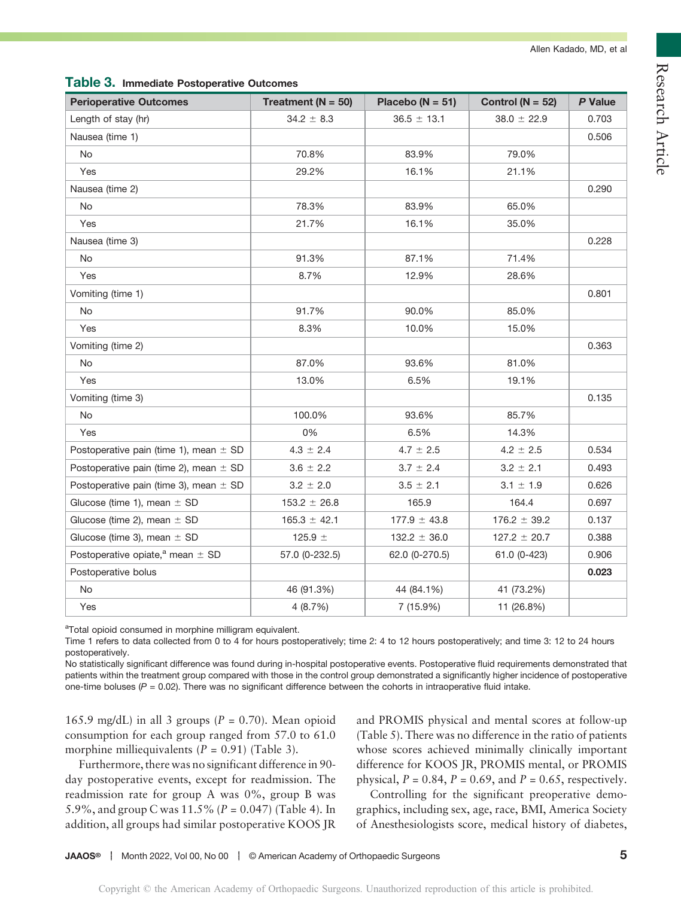**Table 3.** Immediate Postoperative Outcomes

| Perioperative Outcomes | Treatment (N = 50) | Placebo (N = 51) | Control (N = 52) | *P* Value |
|---|---|---|---|---|
| Length of stay (hr) | 34.2 ± 8.3 | 36.5 ± 13.1 | 38.0 ± 22.9 | 0.703 |
| Nausea (time 1) | | | | 0.506 |
| No | 70.8% | 83.9% | 79.0% | |
| Yes | 29.2% | 16.1% | 21.1% | |
| Nausea (time 2) | | | | 0.290 |
| No | 78.3% | 83.9% | 65.0% | |
| Yes | 21.7% | 16.1% | 35.0% | |
| Nausea (time 3) | | | | 0.228 |
| No | 91.3% | 87.1% | 71.4% | |
| Yes | 8.7% | 12.9% | 28.6% | |
| Vomiting (time 1) | | | | 0.801 |
| No | 91.7% | 90.0% | 85.0% | |
| Yes | 8.3% | 10.0% | 15.0% | |
| Vomiting (time 2) | | | | 0.363 |
| No | 87.0% | 93.6% | 81.0% | |
| Yes | 13.0% | 6.5% | 19.1% | |
| Vomiting (time 3) | | | | 0.135 |
| No | 100.0% | 93.6% | 85.7% | |
| Yes | 0% | 6.5% | 14.3% | |
| Postoperative pain (time 1), mean ± SD | 4.3 ± 2.4 | 4.7 ± 2.5 | 4.2 ± 2.5 | 0.534 |
| Postoperative pain (time 2), mean ± SD | 3.6 ± 2.2 | 3.7 ± 2.4 | 3.2 ± 2.1 | 0.493 |
| Postoperative pain (time 3), mean ± SD | 3.2 ± 2.0 | 3.5 ± 2.1 | 3.1 ± 1.9 | 0.626 |
| Glucose (time 1), mean ± SD | 153.2 ± 26.8 | 165.9 | 164.4 | 0.697 |
| Glucose (time 2), mean ± SD | 165.3 ± 42.1 | 177.9 ± 43.8 | 176.2 ± 39.2 | 0.137 |
| Glucose (time 3), mean ± SD | 125.9 ± | 132.2 ± 36.0 | 127.2 ± 20.7 | 0.388 |
| Postoperative opiate,[a] mean ± SD | 57.0 (0-232.5) | 62.0 (0-270.5) | 61.0 (0-423) | 0.906 |
| Postoperative bolus | | | | **0.023** |
| No | 46 (91.3%) | 44 (84.1%) | 41 (73.2%) | |
| Yes | 4 (8.7%) | 7 (15.9%) | 11 (26.8%) | |

[a]Total opioid consumed in morphine milligram equivalent.
Time 1 refers to data collected from 0 to 4 for hours postoperatively; time 2: 4 to 12 hours postoperatively; and time 3: 12 to 24 hours postoperatively.
No statistically significant difference was found during in-hospital postoperative events. Postoperative fluid requirements demonstrated that patients within the treatment group compared with those in the control group demonstrated a significantly higher incidence of postoperative one-time boluses (*P* = 0.02). There was no significant difference between the cohorts in intraoperative fluid intake.

165.9 mg/dL) in all 3 groups (*P* = 0.70). Mean opioid consumption for each group ranged from 57.0 to 61.0 morphine milliequivalents (*P* = 0.91) (Table 3).

Furthermore, there was no significant difference in 90-day postoperative events, except for readmission. The readmission rate for group A was 0%, group B was 5.9%, and group C was 11.5% (*P* = 0.047) (Table 4). In addition, all groups had similar postoperative KOOS JR and PROMIS physical and mental scores at follow-up (Table 5). There was no difference in the ratio of patients whose scores achieved minimally clinically important difference for KOOS JR, PROMIS mental, or PROMIS physical, *P* = 0.84, *P* = 0.69, and *P* = 0.65, respectively.

Controlling for the significant preoperative demographics, including sex, age, race, BMI, America Society of Anesthesiologists score, medical history of diabetes,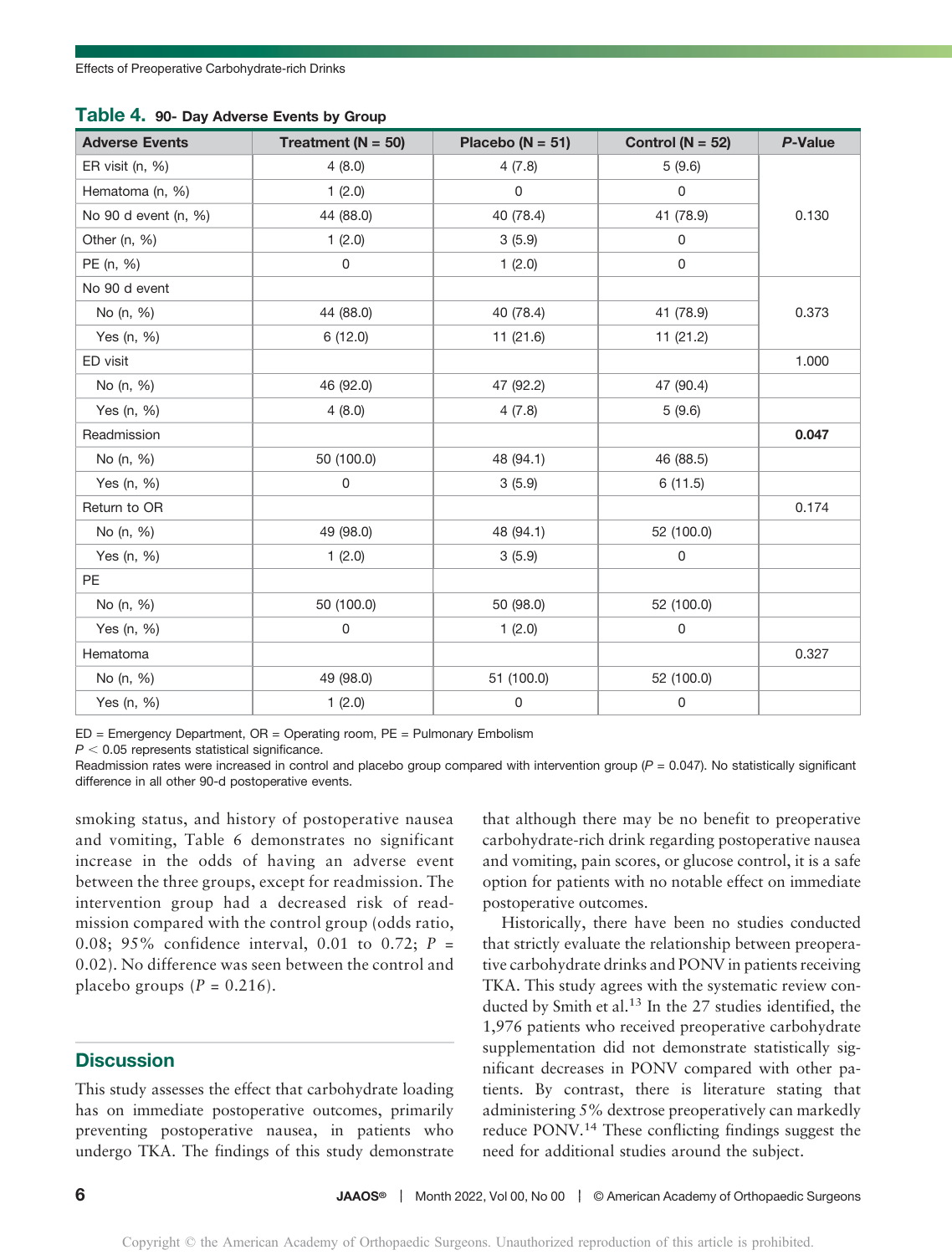**Table 4.** 90- Day Adverse Events by Group

| Adverse Events | Treatment (N = 50) | Placebo (N = 51) | Control (N = 52) | *P*-Value |
|---|---|---|---|---|
| ER visit (n, %) | 4 (8.0) | 4 (7.8) | 5 (9.6) | 0.130 |
| Hematoma (n, %) | 1 (2.0) | 0 | 0 | |
| No 90 d event (n, %) | 44 (88.0) | 40 (78.4) | 41 (78.9) | |
| Other (n, %) | 1 (2.0) | 3 (5.9) | 0 | |
| PE (n, %) | 0 | 1 (2.0) | 0 | |
| No 90 d event | | | | 0.373 |
| No (n, %) | 44 (88.0) | 40 (78.4) | 41 (78.9) | |
| Yes (n, %) | 6 (12.0) | 11 (21.6) | 11 (21.2) | |
| ED visit | | | | 1.000 |
| No (n, %) | 46 (92.0) | 47 (92.2) | 47 (90.4) | |
| Yes (n, %) | 4 (8.0) | 4 (7.8) | 5 (9.6) | |
| Readmission | | | | **0.047** |
| No (n, %) | 50 (100.0) | 48 (94.1) | 46 (88.5) | |
| Yes (n, %) | 0 | 3 (5.9) | 6 (11.5) | |
| Return to OR | | | | 0.174 |
| No (n, %) | 49 (98.0) | 48 (94.1) | 52 (100.0) | |
| Yes (n, %) | 1 (2.0) | 3 (5.9) | 0 | |
| PE | | | | |
| No (n, %) | 50 (100.0) | 50 (98.0) | 52 (100.0) | |
| Yes (n, %) | 0 | 1 (2.0) | 0 | |
| Hematoma | | | | 0.327 |
| No (n, %) | 49 (98.0) | 51 (100.0) | 52 (100.0) | |
| Yes (n, %) | 1 (2.0) | 0 | 0 | |

ED = Emergency Department, OR = Operating room, PE = Pulmonary Embolism
$P < 0.05$ represents statistical significance.
Readmission rates were increased in control and placebo group compared with intervention group ($P = 0.047$). No statistically significant difference in all other 90-d postoperative events.

smoking status, and history of postoperative nausea and vomiting, Table 6 demonstrates no significant increase in the odds of having an adverse event between the three groups, except for readmission. The intervention group had a decreased risk of readmission compared with the control group (odds ratio, 0.08; 95% confidence interval, 0.01 to 0.72; $P = 0.02$). No difference was seen between the control and placebo groups ($P = 0.216$).

## Discussion

This study assesses the effect that carbohydrate loading has on immediate postoperative outcomes, primarily preventing postoperative nausea, in patients who undergo TKA. The findings of this study demonstrate that although there may be no benefit to preoperative carbohydrate-rich drink regarding postoperative nausea and vomiting, pain scores, or glucose control, it is a safe option for patients with no notable effect on immediate postoperative outcomes.

Historically, there have been no studies conducted that strictly evaluate the relationship between preoperative carbohydrate drinks and PONV in patients receiving TKA. This study agrees with the systematic review conducted by Smith et al.[13] In the 27 studies identified, the 1,976 patients who received preoperative carbohydrate supplementation did not demonstrate statistically significant decreases in PONV compared with other patients. By contrast, there is literature stating that administering 5% dextrose preoperatively can markedly reduce PONV.[14] These conflicting findings suggest the need for additional studies around the subject.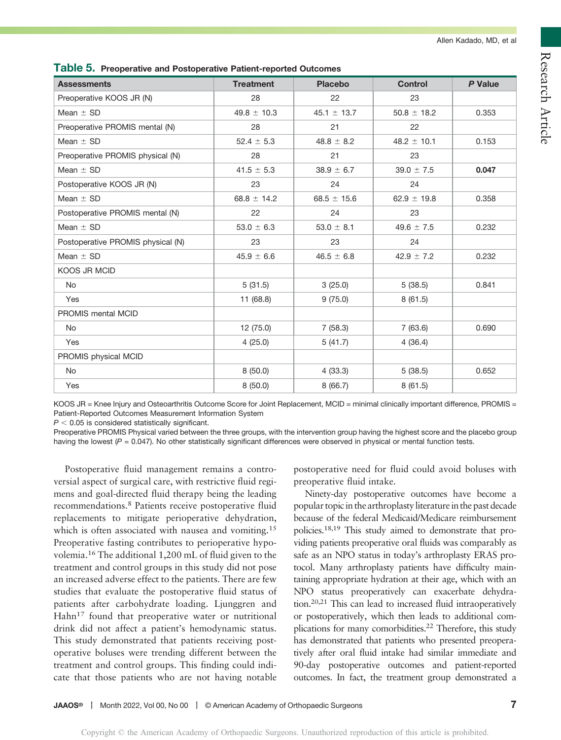**Table 5.** Preoperative and Postoperative Patient-reported Outcomes

| Assessments | Treatment | Placebo | Control | *P* Value |
|---|---|---|---|---|
| Preoperative KOOS JR (N) | 28 | 22 | 23 | |
| Mean ± SD | 49.8 ± 10.3 | 45.1 ± 13.7 | 50.8 ± 18.2 | 0.353 |
| Preoperative PROMIS mental (N) | 28 | 21 | 22 | |
| Mean ± SD | 52.4 ± 5.3 | 48.8 ± 8.2 | 48.2 ± 10.1 | 0.153 |
| Preoperative PROMIS physical (N) | 28 | 21 | 23 | |
| Mean ± SD | 41.5 ± 5.3 | 38.9 ± 6.7 | 39.0 ± 7.5 | **0.047** |
| Postoperative KOOS JR (N) | 23 | 24 | 24 | |
| Mean ± SD | 68.8 ± 14.2 | 68.5 ± 15.6 | 62.9 ± 19.8 | 0.358 |
| Postoperative PROMIS mental (N) | 22 | 24 | 23 | |
| Mean ± SD | 53.0 ± 6.3 | 53.0 ± 8.1 | 49.6 ± 7.5 | 0.232 |
| Postoperative PROMIS physical (N) | 23 | 23 | 24 | |
| Mean ± SD | 45.9 ± 6.6 | 46.5 ± 6.8 | 42.9 ± 7.2 | 0.232 |
| KOOS JR MCID | | | | |
| No | 5 (31.5) | 3 (25.0) | 5 (38.5) | 0.841 |
| Yes | 11 (68.8) | 9 (75.0) | 8 (61.5) | |
| PROMIS mental MCID | | | | |
| No | 12 (75.0) | 7 (58.3) | 7 (63.6) | 0.690 |
| Yes | 4 (25.0) | 5 (41.7) | 4 (36.4) | |
| PROMIS physical MCID | | | | |
| No | 8 (50.0) | 4 (33.3) | 5 (38.5) | 0.652 |
| Yes | 8 (50.0) | 8 (66.7) | 8 (61.5) | |

KOOS JR = Knee Injury and Osteoarthritis Outcome Score for Joint Replacement, MCID = minimal clinically important difference, PROMIS = Patient-Reported Outcomes Measurement Information System
$P < 0.05$ is considered statistically significant.
Preoperative PROMIS Physical varied between the three groups, with the intervention group having the highest score and the placebo group having the lowest ($P = 0.047$). No other statistically significant differences were observed in physical or mental function tests.

Postoperative fluid management remains a controversial aspect of surgical care, with restrictive fluid regimens and goal-directed fluid therapy being the leading recommendations.[8] Patients receive postoperative fluid replacements to mitigate perioperative dehydration, which is often associated with nausea and vomiting.[15] Preoperative fasting contributes to perioperative hypovolemia.[16] The additional 1,200 mL of fluid given to the treatment and control groups in this study did not pose an increased adverse effect to the patients. There are few studies that evaluate the postoperative fluid status of patients after carbohydrate loading. Ljunggren and Hahn[17] found that preoperative water or nutritional drink did not affect a patient's hemodynamic status. This study demonstrated that patients receiving postoperative boluses were trending different between the treatment and control groups. This finding could indicate that those patients who are not having notable postoperative need for fluid could avoid boluses with preoperative fluid intake.

Ninety-day postoperative outcomes have become a popular topic in the arthroplasty literature in the past decade because of the federal Medicaid/Medicare reimbursement policies.[18,19] This study aimed to demonstrate that providing patients preoperative oral fluids was comparably as safe as an NPO status in today's arthroplasty ERAS protocol. Many arthroplasty patients have difficulty maintaining appropriate hydration at their age, which with an NPO status preoperatively can exacerbate dehydration.[20,21] This can lead to increased fluid intraoperatively or postoperatively, which then leads to additional complications for many comorbidities.[22] Therefore, this study has demonstrated that patients who presented preoperatively after oral fluid intake had similar immediate and 90-day postoperative outcomes and patient-reported outcomes. In fact, the treatment group demonstrated a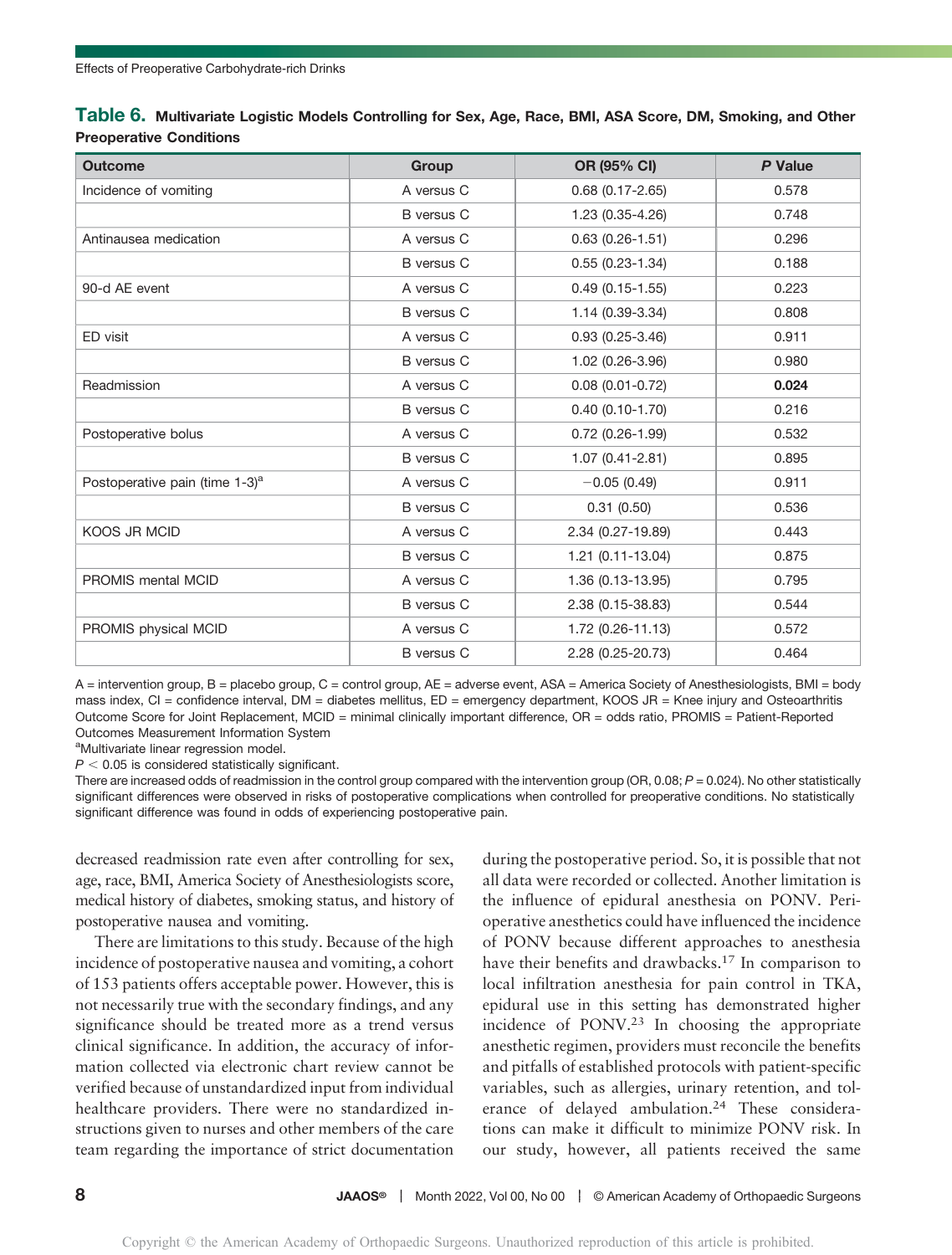**Table 6. Multivariate Logistic Models Controlling for Sex, Age, Race, BMI, ASA Score, DM, Smoking, and Other Preoperative Conditions**

| Outcome | Group | OR (95% CI) | *P* Value |
|---|---|---|---|
| Incidence of vomiting | A versus C | 0.68 (0.17-2.65) | 0.578 |
| | B versus C | 1.23 (0.35-4.26) | 0.748 |
| Antinausea medication | A versus C | 0.63 (0.26-1.51) | 0.296 |
| | B versus C | 0.55 (0.23-1.34) | 0.188 |
| 90-d AE event | A versus C | 0.49 (0.15-1.55) | 0.223 |
| | B versus C | 1.14 (0.39-3.34) | 0.808 |
| ED visit | A versus C | 0.93 (0.25-3.46) | 0.911 |
| | B versus C | 1.02 (0.26-3.96) | 0.980 |
| Readmission | A versus C | 0.08 (0.01-0.72) | **0.024** |
| | B versus C | 0.40 (0.10-1.70) | 0.216 |
| Postoperative bolus | A versus C | 0.72 (0.26-1.99) | 0.532 |
| | B versus C | 1.07 (0.41-2.81) | 0.895 |
| Postoperative pain (time 1-3)[a] | A versus C | −0.05 (0.49) | 0.911 |
| | B versus C | 0.31 (0.50) | 0.536 |
| KOOS JR MCID | A versus C | 2.34 (0.27-19.89) | 0.443 |
| | B versus C | 1.21 (0.11-13.04) | 0.875 |
| PROMIS mental MCID | A versus C | 1.36 (0.13-13.95) | 0.795 |
| | B versus C | 2.38 (0.15-38.83) | 0.544 |
| PROMIS physical MCID | A versus C | 1.72 (0.26-11.13) | 0.572 |
| | B versus C | 2.28 (0.25-20.73) | 0.464 |

A = intervention group, B = placebo group, C = control group, AE = adverse event, ASA = America Society of Anesthesiologists, BMI = body mass index, CI = confidence interval, DM = diabetes mellitus, ED = emergency department, KOOS JR = Knee injury and Osteoarthritis Outcome Score for Joint Replacement, MCID = minimal clinically important difference, OR = odds ratio, PROMIS = Patient-Reported Outcomes Measurement Information System

[a]Multivariate linear regression model.

$P < 0.05$ is considered statistically significant.

There are increased odds of readmission in the control group compared with the intervention group (OR, 0.08; $P = 0.024$). No other statistically significant differences were observed in risks of postoperative complications when controlled for preoperative conditions. No statistically significant difference was found in odds of experiencing postoperative pain.

decreased readmission rate even after controlling for sex, age, race, BMI, America Society of Anesthesiologists score, medical history of diabetes, smoking status, and history of postoperative nausea and vomiting.

There are limitations to this study. Because of the high incidence of postoperative nausea and vomiting, a cohort of 153 patients offers acceptable power. However, this is not necessarily true with the secondary findings, and any significance should be treated more as a trend versus clinical significance. In addition, the accuracy of information collected via electronic chart review cannot be verified because of unstandardized input from individual healthcare providers. There were no standardized instructions given to nurses and other members of the care team regarding the importance of strict documentation during the postoperative period. So, it is possible that not all data were recorded or collected. Another limitation is the influence of epidural anesthesia on PONV. Perioperative anesthetics could have influenced the incidence of PONV because different approaches to anesthesia have their benefits and drawbacks.[17] In comparison to local infiltration anesthesia for pain control in TKA, epidural use in this setting has demonstrated higher incidence of PONV.[23] In choosing the appropriate anesthetic regimen, providers must reconcile the benefits and pitfalls of established protocols with patient-specific variables, such as allergies, urinary retention, and tolerance of delayed ambulation.[24] These considerations can make it difficult to minimize PONV risk. In our study, however, all patients received the same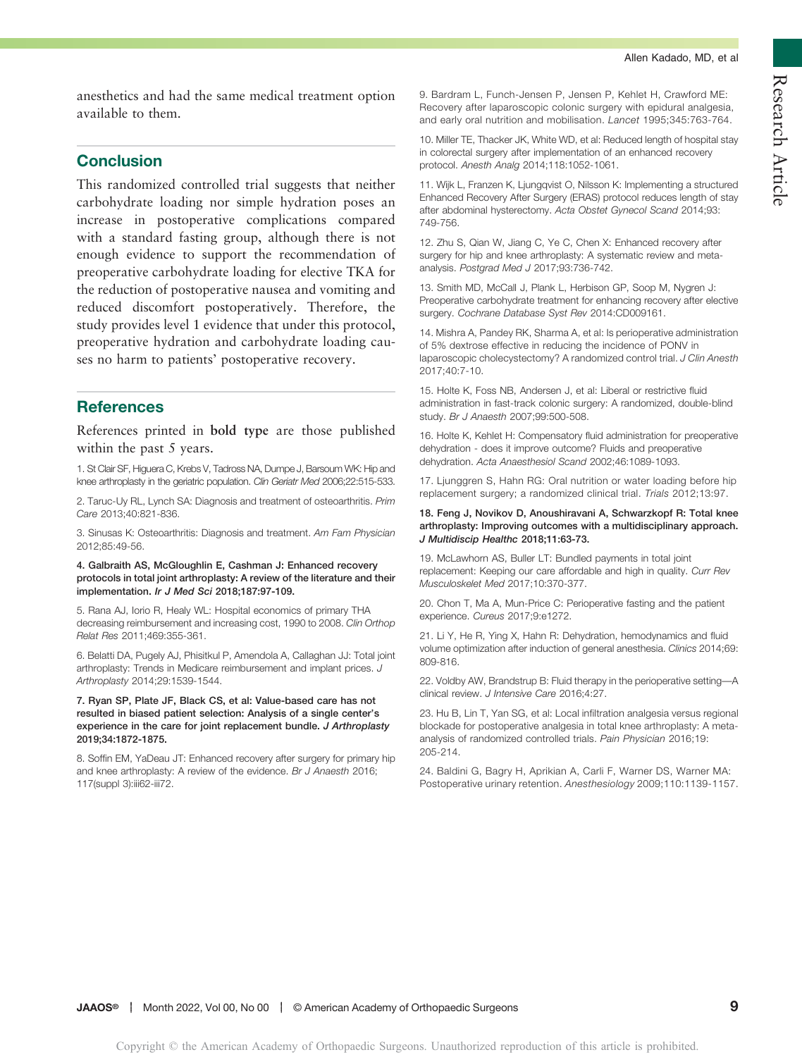anesthetics and had the same medical treatment option available to them.

## Conclusion

This randomized controlled trial suggests that neither carbohydrate loading nor simple hydration poses an increase in postoperative complications compared with a standard fasting group, although there is not enough evidence to support the recommendation of preoperative carbohydrate loading for elective TKA for the reduction of postoperative nausea and vomiting and reduced discomfort postoperatively. Therefore, the study provides level 1 evidence that under this protocol, preoperative hydration and carbohydrate loading causes no harm to patients' postoperative recovery.

## References

References printed in **bold type** are those published within the past 5 years.

1. St Clair SF, Higuera C, Krebs V, Tadross NA, Dumpe J, Barsoum WK: Hip and knee arthroplasty in the geriatric population. *Clin Geriatr Med* 2006;22:515-533.

2. Taruc-Uy RL, Lynch SA: Diagnosis and treatment of osteoarthritis. *Prim Care* 2013;40:821-836.

3. Sinusas K: Osteoarthritis: Diagnosis and treatment. *Am Fam Physician* 2012;85:49-56.

4. **Galbraith AS, McGloughlin E, Cashman J: Enhanced recovery protocols in total joint arthroplasty: A review of the literature and their implementation. *Ir J Med Sci* 2018;187:97-109.**

5. Rana AJ, Iorio R, Healy WL: Hospital economics of primary THA decreasing reimbursement and increasing cost, 1990 to 2008. *Clin Orthop Relat Res* 2011;469:355-361.

6. Belatti DA, Pugely AJ, Phisitkul P, Amendola A, Callaghan JJ: Total joint arthroplasty: Trends in Medicare reimbursement and implant prices. *J Arthroplasty* 2014;29:1539-1544.

7. **Ryan SP, Plate JF, Black CS, et al: Value-based care has not resulted in biased patient selection: Analysis of a single center's experience in the care for joint replacement bundle. *J Arthroplasty* 2019;34:1872-1875.**

8. Soffin EM, YaDeau JT: Enhanced recovery after surgery for primary hip and knee arthroplasty: A review of the evidence. *Br J Anaesth* 2016; 117(suppl 3):iii62-iii72.

9. Bardram L, Funch-Jensen P, Jensen P, Kehlet H, Crawford ME: Recovery after laparoscopic colonic surgery with epidural analgesia, and early oral nutrition and mobilisation. *Lancet* 1995;345:763-764.

10. Miller TE, Thacker JK, White WD, et al: Reduced length of hospital stay in colorectal surgery after implementation of an enhanced recovery protocol. *Anesth Analg* 2014;118:1052-1061.

11. Wijk L, Franzen K, Ljungqvist O, Nilsson K: Implementing a structured Enhanced Recovery After Surgery (ERAS) protocol reduces length of stay after abdominal hysterectomy. *Acta Obstet Gynecol Scand* 2014;93: 749-756.

12. Zhu S, Qian W, Jiang C, Ye C, Chen X: Enhanced recovery after surgery for hip and knee arthroplasty: A systematic review and meta-analysis. *Postgrad Med J* 2017;93:736-742.

13. Smith MD, McCall J, Plank L, Herbison GP, Soop M, Nygren J: Preoperative carbohydrate treatment for enhancing recovery after elective surgery. *Cochrane Database Syst Rev* 2014:CD009161.

14. Mishra A, Pandey RK, Sharma A, et al: Is perioperative administration of 5% dextrose effective in reducing the incidence of PONV in laparoscopic cholecystectomy? A randomized control trial. *J Clin Anesth* 2017;40:7-10.

15. Holte K, Foss NB, Andersen J, et al: Liberal or restrictive fluid administration in fast-track colonic surgery: A randomized, double-blind study. *Br J Anaesth* 2007;99:500-508.

16. Holte K, Kehlet H: Compensatory fluid administration for preoperative dehydration - does it improve outcome? Fluids and preoperative dehydration. *Acta Anaesthesiol Scand* 2002;46:1089-1093.

17. Ljunggren S, Hahn RG: Oral nutrition or water loading before hip replacement surgery; a randomized clinical trial. *Trials* 2012;13:97.

18. **Feng J, Novikov D, Anoushiravani A, Schwarzkopf R: Total knee arthroplasty: Improving outcomes with a multidisciplinary approach. *J Multidiscip Healthc* 2018;11:63-73.**

19. McLawhorn AS, Buller LT: Bundled payments in total joint replacement: Keeping our care affordable and high in quality. *Curr Rev Musculoskelet Med* 2017;10:370-377.

20. Chon T, Ma A, Mun-Price C: Perioperative fasting and the patient experience. *Cureus* 2017;9:e1272.

21. Li Y, He R, Ying X, Hahn RG: Dehydration, hemodynamics and fluid volume optimization after induction of general anesthesia. *Clinics* 2014;69: 809-816.

22. Voldby AW, Brandstrup B: Fluid therapy in the perioperative setting—A clinical review. *J Intensive Care* 2016;4:27.

23. Hu B, Lin T, Yan SG, et al: Local infiltration analgesia versus regional blockade for postoperative analgesia in total knee arthroplasty: A meta-analysis of randomized controlled trials. *Pain Physician* 2016;19: 205-214.

24. Baldini G, Bagry H, Aprikian A, Carli F, Warner DS, Warner MA: Postoperative urinary retention. *Anesthesiology* 2009;110:1139-1157.